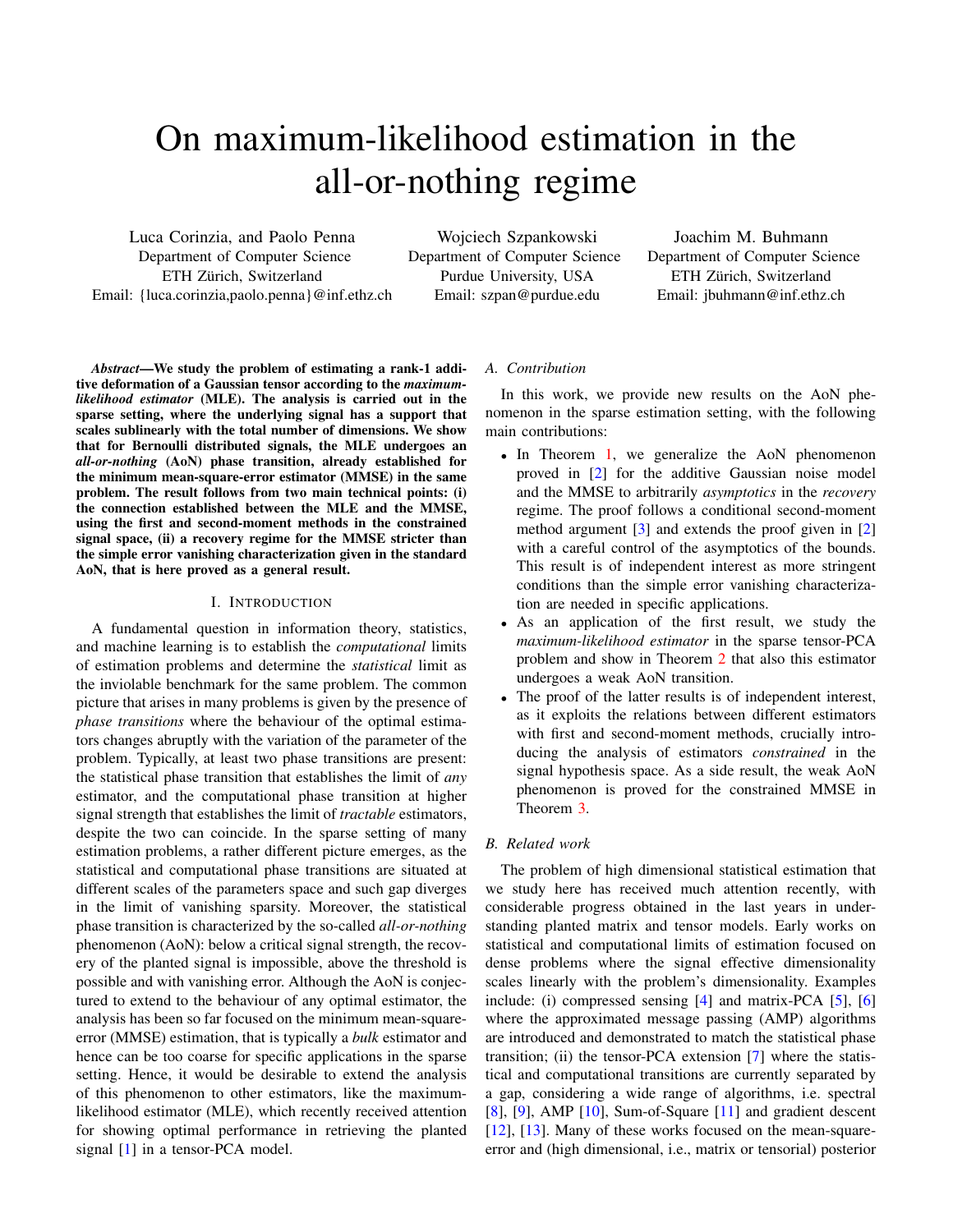# On maximum-likelihood estimation in the all-or-nothing regime

Luca Corinzia, and Paolo Penna
Department of Computer Science
ETH Zürich, Switzerland
Email: {luca.corinzia,paolo.penna}@inf.ethz.ch

Wojciech Szpankowski
Department of Computer Science
Purdue University, USA
Email: szpan@purdue.edu

Joachim M. Buhmann
Department of Computer Science
ETH Zürich, Switzerland
Email: jbuhmann@inf.ethz.ch

***Abstract*—We study the problem of estimating a rank-1 additive deformation of a Gaussian tensor according to the *maximum-likelihood estimator* (MLE). The analysis is carried out in the sparse setting, where the underlying signal has a support that scales sublinearly with the total number of dimensions. We show that for Bernoulli distributed signals, the MLE undergoes an *all-or-nothing* (AoN) phase transition, already established for the minimum mean-square-error estimator (MMSE) in the same problem. The result follows from two main technical points: (i) the connection established between the MLE and the MMSE, using the first and second-moment methods in the constrained signal space, (ii) a recovery regime for the MMSE stricter than the simple error vanishing characterization given in the standard AoN, that is here proved as a general result.**

## I. Introduction

A fundamental question in information theory, statistics, and machine learning is to establish the *computational* limits of estimation problems and determine the *statistical* limit as the inviolable benchmark for the same problem. The common picture that arises in many problems is given by the presence of *phase transitions* where the behaviour of the optimal estimators changes abruptly with the variation of the parameter of the problem. Typically, at least two phase transitions are present: the statistical phase transition that establishes the limit of *any* estimator, and the computational phase transition at higher signal strength that establishes the limit of *tractable* estimators, despite the two can coincide. In the sparse setting of many estimation problems, a rather different picture emerges, as the statistical and computational phase transitions are situated at different scales of the parameters space and such gap diverges in the limit of vanishing sparsity. Moreover, the statistical phase transition is characterized by the so-called *all-or-nothing* phenomenon (AoN): below a critical signal strength, the recovery of the planted signal is impossible, above the threshold is possible and with vanishing error. Although the AoN is conjectured to extend to the behaviour of any optimal estimator, the analysis has been so far focused on the minimum mean-square-error (MMSE) estimation, that is typically a *bulk* estimator and hence can be too coarse for specific applications in the sparse setting. Hence, it would be desirable to extend the analysis of this phenomenon to other estimators, like the maximum-likelihood estimator (MLE), which recently received attention for showing optimal performance in retrieving the planted signal [1] in a tensor-PCA model.

### A. Contribution

In this work, we provide new results on the AoN phenomenon in the sparse estimation setting, with the following main contributions:

- In Theorem 1, we generalize the AoN phenomenon proved in [2] for the additive Gaussian noise model and the MMSE to arbitrarily *asymptotics* in the *recovery* regime. The proof follows a conditional second-moment method argument [3] and extends the proof given in [2] with a careful control of the asymptotics of the bounds. This result is of independent interest as more stringent conditions than the simple error vanishing characterization are needed in specific applications.
- As an application of the first result, we study the *maximum-likelihood estimator* in the sparse tensor-PCA problem and show in Theorem 2 that also this estimator undergoes a weak AoN transition.
- The proof of the latter results is of independent interest, as it exploits the relations between different estimators with first and second-moment methods, crucially introducing the analysis of estimators *constrained* in the signal hypothesis space. As a side result, the weak AoN phenomenon is proved for the constrained MMSE in Theorem 3.

### B. Related work

The problem of high dimensional statistical estimation that we study here has received much attention recently, with considerable progress obtained in the last years in understanding planted matrix and tensor models. Early works on statistical and computational limits of estimation focused on dense problems where the signal effective dimensionality scales linearly with the problem's dimensionality. Examples include: (i) compressed sensing [4] and matrix-PCA [5], [6] where the approximated message passing (AMP) algorithms are introduced and demonstrated to match the statistical phase transition; (ii) the tensor-PCA extension [7] where the statistical and computational transitions are currently separated by a gap, considering a wide range of algorithms, i.e. spectral [8], [9], AMP [10], Sum-of-Square [11] and gradient descent [12], [13]. Many of these works focused on the mean-square-error and (high dimensional, i.e., matrix or tensorial) posterior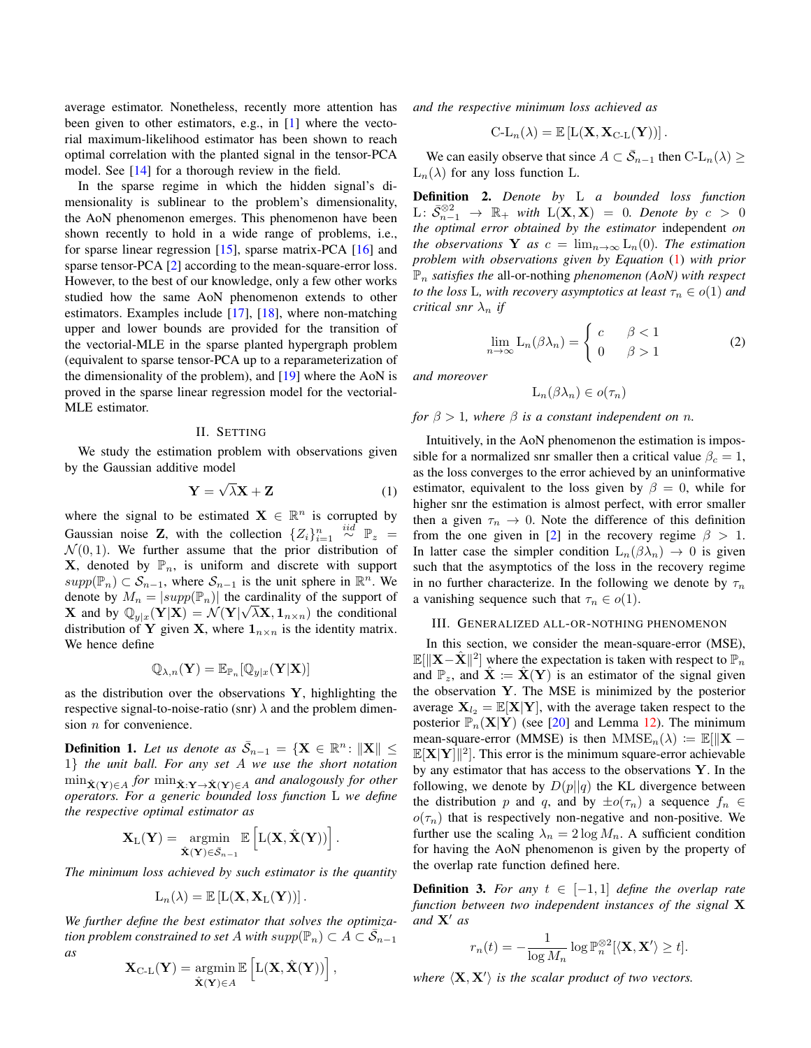average estimator. Nonetheless, recently more attention has been given to other estimators, e.g., in [1] where the vectorial maximum-likelihood estimator has been shown to reach optimal correlation with the planted signal in the tensor-PCA model. See [14] for a thorough review in the field.

In the sparse regime in which the hidden signal's dimensionality is sublinear to the problem's dimensionality, the AoN phenomenon emerges. This phenomenon have been shown recently to hold in a wide range of problems, i.e., for sparse linear regression [15], sparse matrix-PCA [16] and sparse tensor-PCA [2] according to the mean-square-error loss. However, to the best of our knowledge, only a few other works studied how the same AoN phenomenon extends to other estimators. Examples include [17], [18], where non-matching upper and lower bounds are provided for the transition of the vectorial-MLE in the sparse planted hypergraph problem (equivalent to sparse tensor-PCA up to a reparameterization of the dimensionality of the problem), and [19] where the AoN is proved in the sparse linear regression model for the vectorial-MLE estimator.

## II. Setting

We study the estimation problem with observations given by the Gaussian additive model

$$\mathbf{Y} = \sqrt{\lambda}\mathbf{X} + \mathbf{Z} \tag{1}$$

where the signal to be estimated $\mathbf{X} \in \mathbb{R}^n$ is corrupted by Gaussian noise $\mathbf{Z}$, with the collection $\{Z_i\}_{i=1}^n \overset{iid}{\sim} \mathbb{P}_z = \mathcal{N}(0,1)$. We further assume that the prior distribution of $\mathbf{X}$, denoted by $\mathbb{P}_n$, is uniform and discrete with support $supp(\mathbb{P}_n) \subset \mathcal{S}_{n-1}$, where $\mathcal{S}_{n-1}$ is the unit sphere in $\mathbb{R}^n$. We denote by $M_n = |supp(\mathbb{P}_n)|$ the cardinality of the support of $\mathbf{X}$ and by $\mathbb{Q}_{y|x}(\mathbf{Y}|\mathbf{X}) = \mathcal{N}(\mathbf{Y}|\sqrt{\lambda}\mathbf{X}, \mathbf{1}_{n\times n})$ the conditional distribution of $\mathbf{Y}$ given $\mathbf{X}$, where $\mathbf{1}_{n\times n}$ is the identity matrix. We hence define

$$\mathbb{Q}_{\lambda,n}(\mathbf{Y}) = \mathbb{E}_{\mathbb{P}_n}[\mathbb{Q}_{y|x}(\mathbf{Y}|\mathbf{X})]$$

as the distribution over the observations $\mathbf{Y}$, highlighting the respective signal-to-noise-ratio (snr) $\lambda$ and the problem dimension $n$ for convenience.

**Definition 1.** *Let us denote as $\bar{\mathcal{S}}_{n-1} = \{\mathbf{X} \in \mathbb{R}^n : \|\mathbf{X}\| \leq 1\}$ the unit ball. For any set $A$ we use the short notation $\min_{\hat{\mathbf{X}}(\mathbf{Y})\in A}$ for $\min_{\hat{\mathbf{X}}:\mathbf{Y}\to\hat{\mathbf{X}}(\mathbf{Y})\in A}$ and analogously for other operators. For a generic bounded loss function $\mathrm{L}$ we define the respective optimal estimator as*

$$\mathbf{X}_{\mathrm{L}}(\mathbf{Y}) = \underset{\hat{\mathbf{X}}(\mathbf{Y})\in\bar{\mathcal{S}}_{n-1}}{\operatorname{argmin}} \ \mathbb{E}\left[\mathrm{L}(\mathbf{X}, \hat{\mathbf{X}}(\mathbf{Y}))\right].$$

*The minimum loss achieved by such estimator is the quantity*

$$\mathrm{L}_n(\lambda) = \mathbb{E}\left[\mathrm{L}(\mathbf{X}, \mathbf{X}_{\mathrm{L}}(\mathbf{Y}))\right].$$

*We further define the best estimator that solves the optimization problem constrained to set $A$ with $supp(\mathbb{P}_n) \subset A \subset \bar{\mathcal{S}}_{n-1}$ as*

$$\mathbf{X}_{\text{C-L}}(\mathbf{Y}) = \underset{\hat{\mathbf{X}}(\mathbf{Y})\in A}{\operatorname{argmin}} \ \mathbb{E}\left[\mathrm{L}(\mathbf{X}, \hat{\mathbf{X}}(\mathbf{Y}))\right],$$

*and the respective minimum loss achieved as*

$$\text{C-L}_n(\lambda) = \mathbb{E}\left[\mathrm{L}(\mathbf{X}, \mathbf{X}_{\text{C-L}}(\mathbf{Y}))\right].$$

We can easily observe that since $A \subset \bar{\mathcal{S}}_{n-1}$ then $\text{C-L}_n(\lambda) \geq \mathrm{L}_n(\lambda)$ for any loss function $\mathrm{L}$.

**Definition 2.** *Denote by $\mathrm{L}$ a bounded loss function $\mathrm{L}\colon \bar{\mathcal{S}}_{n-1}^{\otimes 2} \to \mathbb{R}_+$ with $\mathrm{L}(\mathbf{X},\mathbf{X}) = 0$. Denote by $c > 0$ the optimal error obtained by the estimator* independent *on the observations $\mathbf{Y}$ as $c = \lim_{n\to\infty} \mathrm{L}_n(0)$. The estimation problem with observations given by Equation (1) with prior $\mathbb{P}_n$ satisfies the* all-or-nothing *phenomenon (AoN) with respect to the loss $\mathrm{L}$, with recovery asymptotics at least $\tau_n \in o(1)$ and critical snr $\lambda_n$ if*

$$\lim_{n\to\infty} \mathrm{L}_n(\beta\lambda_n) = \begin{cases} c & \beta < 1 \\ 0 & \beta > 1 \end{cases} \tag{2}$$

*and moreover*

$$\mathrm{L}_n(\beta\lambda_n) \in o(\tau_n)$$

*for $\beta > 1$, where $\beta$ is a constant independent on $n$.*

Intuitively, in the AoN phenomenon the estimation is impossible for a normalized snr smaller then a critical value $\beta_c = 1$, as the loss converges to the error achieved by an uninformative estimator, equivalent to the loss given by $\beta = 0$, while for higher snr the estimation is almost perfect, with error smaller then a given $\tau_n \to 0$. Note the difference of this definition from the one given in [2] in the recovery regime $\beta > 1$. In latter case the simpler condition $\mathrm{L}_n(\beta\lambda_n) \to 0$ is given such that the asymptotics of the loss in the recovery regime in no further characterize. In the following we denote by $\tau_n$ a vanishing sequence such that $\tau_n \in o(1)$.

## III. Generalized All-or-Nothing Phenomenon

In this section, we consider the mean-square-error (MSE), $\mathbb{E}[\|\mathbf{X}-\hat{\mathbf{X}}\|^2]$ where the expectation is taken with respect to $\mathbb{P}_n$ and $\mathbb{P}_z$, and $\hat{\mathbf{X}} \coloneqq \hat{\mathbf{X}}(\mathbf{Y})$ is an estimator of the signal given the observation $\mathbf{Y}$. The MSE is minimized by the posterior average $\mathbf{X}_{l_2} = \mathbb{E}[\mathbf{X}|\mathbf{Y}]$, with the average taken respect to the posterior $\mathbb{P}_n(\mathbf{X}|\mathbf{Y})$ (see [20] and Lemma 12). The minimum mean-square-error (MMSE) is then $\mathrm{MMSE}_n(\lambda) \coloneqq \mathbb{E}[\|\mathbf{X} - \mathbb{E}[\mathbf{X}|\mathbf{Y}]\|^2]$. This error is the minimum square-error achievable by any estimator that has access to the observations $\mathbf{Y}$. In the following, we denote by $D(p\|q)$ the KL divergence between the distribution $p$ and $q$, and by $\pm o(\tau_n)$ a sequence $f_n \in o(\tau_n)$ that is respectively non-negative and non-positive. We further use the scaling $\lambda_n = 2\log M_n$. A sufficient condition for having the AoN phenomenon is given by the property of the overlap rate function defined here.

**Definition 3.** *For any $t \in [-1,1]$ define the overlap rate function between two independent instances of the signal $\mathbf{X}$ and $\mathbf{X}'$ as*

$$r_n(t) = -\frac{1}{\log M_n}\log \mathbb{P}_n^{\otimes 2}[\langle \mathbf{X}, \mathbf{X}'\rangle \geq t].$$

*where $\langle \mathbf{X}, \mathbf{X}'\rangle$ is the scalar product of two vectors.*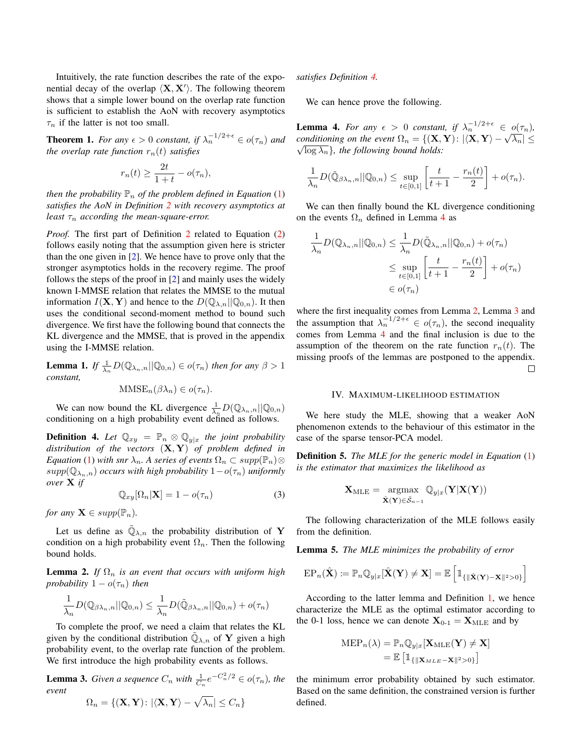Intuitively, the rate function describes the rate of the exponential decay of the overlap $\langle \mathbf{X}, \mathbf{X}' \rangle$. The following theorem shows that a simple lower bound on the overlap rate function is sufficient to establish the AoN with recovery asymptotics $\tau_n$ if the latter is not too small.

**Theorem 1.** *For any $\epsilon > 0$ constant, if $\lambda_n^{-1/2+\epsilon} \in o(\tau_n)$ and the overlap rate function $r_n(t)$ satisfies*

$$r_n(t) \geq \frac{2t}{1+t} - o(\tau_n),$$

*then the probability $\mathbb{P}_n$ of the problem defined in Equation (1) satisfies the AoN in Definition 2 with recovery asymptotics at least $\tau_n$ according the mean-square-error.*

*Proof.* The first part of Definition 2 related to Equation (2) follows easily noting that the assumption given here is stricter than the one given in [2]. We hence have to prove only that the stronger asymptotics holds in the recovery regime. The proof follows the steps of the proof in [2] and mainly uses the widely known I-MMSE relation that relates the MMSE to the mutual information $I(\mathbf{X}, \mathbf{Y})$ and hence to the $D(\mathbb{Q}_{\lambda,n}||\mathbb{Q}_{0,n})$. It then uses the conditional second-moment method to bound such divergence. We first have the following bound that connects the KL divergence and the MMSE, that is proved in the appendix using the I-MMSE relation.

**Lemma 1.** *If $\frac{1}{\lambda_n} D(\mathbb{Q}_{\lambda_n,n}||\mathbb{Q}_{0,n}) \in o(\tau_n)$ then for any $\beta > 1$ constant,*

$$\text{MMSE}_n(\beta\lambda_n) \in o(\tau_n).$$

We can now bound the KL divergence $\frac{1}{\lambda_n} D(\mathbb{Q}_{\lambda_n,n}||\mathbb{Q}_{0,n})$ conditioning on a high probability event defined as follows.

**Definition 4.** *Let $\mathbb{Q}_{xy} = \mathbb{P}_n \otimes \mathbb{Q}_{y|x}$ the joint probability distribution of the vectors $(\mathbf{X}, \mathbf{Y})$ of problem defined in Equation (1) with snr $\lambda_n$. A series of events $\Omega_n \subset supp(\mathbb{P}_n) \otimes supp(\mathbb{Q}_{\lambda_n,n})$ occurs with high probability $1 - o(\tau_n)$ uniformly over $\mathbf{X}$ if*

$$\mathbb{Q}_{xy}[\Omega_n|\mathbf{X}] = 1 - o(\tau_n) \tag{3}$$

*for any $\mathbf{X} \in supp(\mathbb{P}_n)$.*

Let us define as $\tilde{\mathbb{Q}}_{\lambda,n}$ the probability distribution of $\mathbf{Y}$ condition on a high probability event $\Omega_n$. Then the following bound holds.

**Lemma 2.** *If $\Omega_n$ is an event that occurs with uniform high probability $1 - o(\tau_n)$ then*

$$\frac{1}{\lambda_n} D(\mathbb{Q}_{\beta\lambda_n,n}||\mathbb{Q}_{0,n}) \leq \frac{1}{\lambda_n} D(\tilde{\mathbb{Q}}_{\beta\lambda_n,n}||\mathbb{Q}_{0,n}) + o(\tau_n)$$

To complete the proof, we need a claim that relates the KL given by the conditional distribution $\tilde{\mathbb{Q}}_{\lambda,n}$ of $\mathbf{Y}$ given a high probability event, to the overlap rate function of the problem. We first introduce the high probability events as follows.

**Lemma 3.** *Given a sequence $C_n$ with $\frac{1}{C_n} e^{-C_n^2/2} \in o(\tau_n)$, the event*

$$\Omega_n = \{(\mathbf{X}, \mathbf{Y}) \colon |\langle \mathbf{X}, \mathbf{Y} \rangle - \sqrt{\lambda_n}| \leq C_n\}$$

*satisfies Definition 4.*

We can hence prove the following.

**Lemma 4.** *For any $\epsilon > 0$ constant, if $\lambda_n^{-1/2+\epsilon} \in o(\tau_n)$, conditioning on the event $\Omega_n = \{(\mathbf{X}, \mathbf{Y}) \colon |\langle \mathbf{X}, \mathbf{Y} \rangle - \sqrt{\lambda_n}| \leq \sqrt{\log \lambda_n}\}$, the following bound holds:*

$$\frac{1}{\lambda_n} D(\tilde{\mathbb{Q}}_{\beta\lambda_n,n}||\mathbb{Q}_{0,n}) \leq \sup_{t\in[0,1]} \left[\frac{t}{t+1} - \frac{r_n(t)}{2}\right] + o(\tau_n).$$

We can then finally bound the KL divergence conditioning on the events $\Omega_n$ defined in Lemma 4 as

$$\begin{aligned}
\frac{1}{\lambda_n} D(\mathbb{Q}_{\lambda_n,n}||\mathbb{Q}_{0,n}) &\leq \frac{1}{\lambda_n} D(\tilde{\mathbb{Q}}_{\lambda_n,n}||\mathbb{Q}_{0,n}) + o(\tau_n) \\
&\leq \sup_{t\in[0,1]} \left[\frac{t}{t+1} - \frac{r_n(t)}{2}\right] + o(\tau_n) \\
&\in o(\tau_n)
\end{aligned}$$

where the first inequality comes from Lemma 2, Lemma 3 and the assumption that $\lambda_n^{-1/2+\epsilon} \in o(\tau_n)$, the second inequality comes from Lemma 4 and the final inclusion is due to the assumption of the theorem on the rate function $r_n(t)$. The missing proofs of the lemmas are postponed to the appendix. $\square$

## IV. Maximum-likelihood estimation

We here study the MLE, showing that a weaker AoN phenomenon extends to the behaviour of this estimator in the case of the sparse tensor-PCA model.

**Definition 5.** *The MLE for the generic model in Equation (1) is the estimator that maximizes the likelihood as*

$$\mathbf{X}_{\text{MLE}} = \underset{\hat{\mathbf{X}}(\mathbf{Y}) \in \bar{\mathcal{S}}_{n-1}}{\text{argmax}} \; \mathbb{Q}_{y|x}(\mathbf{Y}|\mathbf{X}(\mathbf{Y}))$$

The following characterization of the MLE follows easily from the definition.

**Lemma 5.** *The MLE minimizes the probability of error*

$$\text{EP}_n(\hat{\mathbf{X}}) := \mathbb{P}_n \mathbb{Q}_{y|x}[\hat{\mathbf{X}}(\mathbf{Y}) \neq \mathbf{X}] = \mathbb{E}\left[\mathbb{1}_{\{\|\hat{\mathbf{X}}(\mathbf{Y}) - \mathbf{X}\|^2 > 0\}}\right]$$

According to the latter lemma and Definition 1, we hence characterize the MLE as the optimal estimator according to the 0-1 loss, hence we can denote $\mathbf{X}_{0\text{-}1} = \mathbf{X}_{\text{MLE}}$ and by

$$\begin{aligned}
\text{MEP}_n(\lambda) &= \mathbb{P}_n \mathbb{Q}_{y|x}[\mathbf{X}_{\text{MLE}}(\mathbf{Y}) \neq \mathbf{X}] \\
&= \mathbb{E}\left[\mathbb{1}_{\{\|\mathbf{X}_{MLE} - \mathbf{X}\|^2 > 0\}}\right]
\end{aligned}$$

the minimum error probability obtained by such estimator. Based on the same definition, the constrained version is further defined.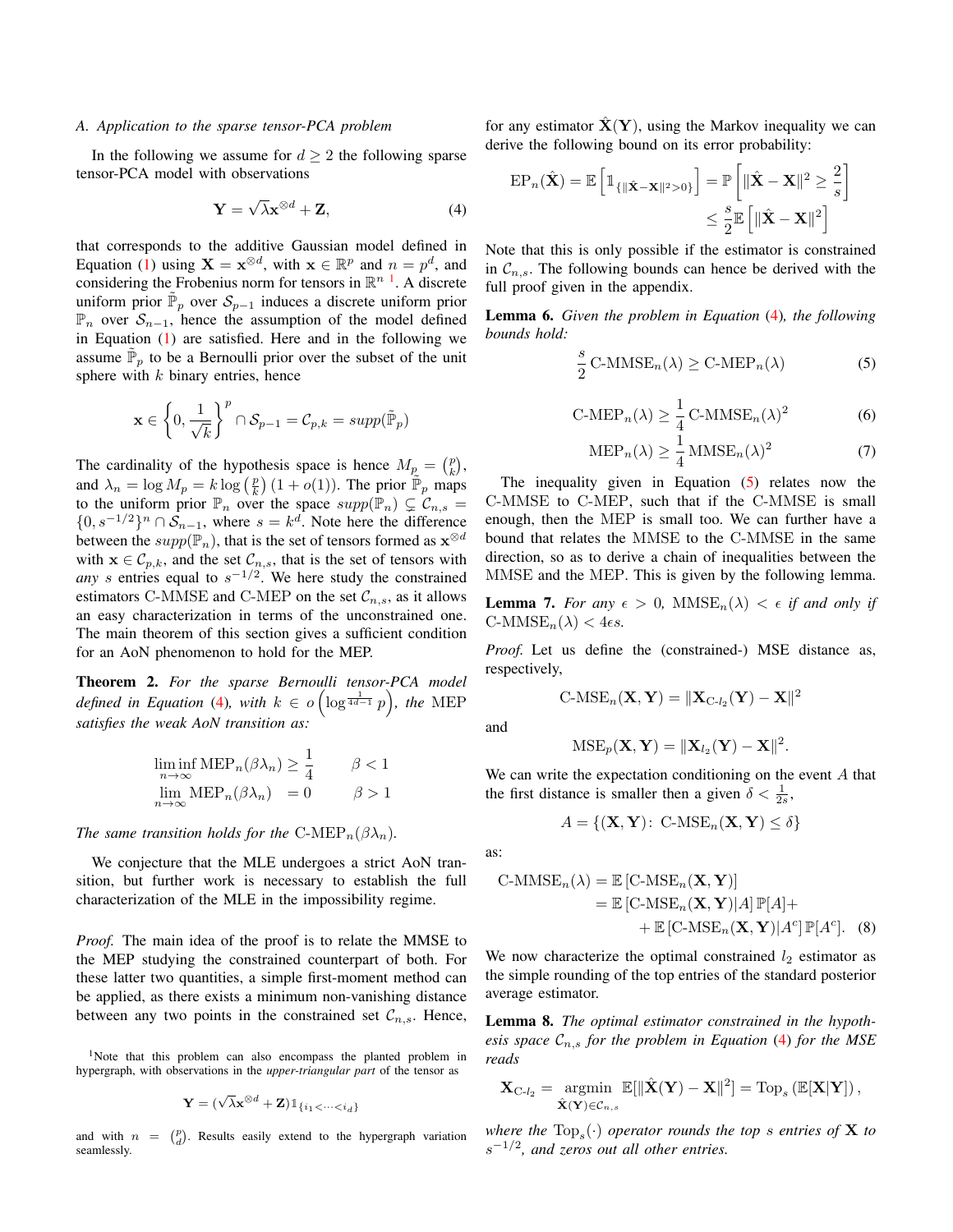### A. Application to the sparse tensor-PCA problem

In the following we assume for $d \geq 2$ the following sparse tensor-PCA model with observations

$$\mathbf{Y} = \sqrt{\lambda}\mathbf{x}^{\otimes d} + \mathbf{Z}, \tag{4}$$

that corresponds to the additive Gaussian model defined in Equation (1) using $\mathbf{X} = \mathbf{x}^{\otimes d}$, with $\mathbf{x} \in \mathbb{R}^p$ and $n = p^d$, and considering the Frobenius norm for tensors in $\mathbb{R}^n$ [1]. A discrete uniform prior $\tilde{\mathbb{P}}_p$ over $\mathcal{S}_{p-1}$ induces a discrete uniform prior $\mathbb{P}_n$ over $\mathcal{S}_{n-1}$, hence the assumption of the model defined in Equation (1) are satisfied. Here and in the following we assume $\tilde{\mathbb{P}}_p$ to be a Bernoulli prior over the subset of the unit sphere with $k$ binary entries, hence

$$\mathbf{x} \in \left\{0, \frac{1}{\sqrt{k}}\right\}^p \cap \mathcal{S}_{p-1} = \mathcal{C}_{p,k} = supp(\tilde{\mathbb{P}}_p)$$

The cardinality of the hypothesis space is hence $M_p = \binom{p}{k}$, and $\lambda_n = \log M_p = k \log\left(\frac{p}{k}\right)(1 + o(1))$. The prior $\tilde{\mathbb{P}}_p$ maps to the uniform prior $\mathbb{P}_n$ over the space $supp(\mathbb{P}_n) \subsetneq \mathcal{C}_{n,s} = \{0, s^{-1/2}\}^n \cap \mathcal{S}_{n-1}$, where $s = k^d$. Note here the difference between the $supp(\mathbb{P}_n)$, that is the set of tensors formed as $\mathbf{x}^{\otimes d}$ with $\mathbf{x} \in \mathcal{C}_{p,k}$, and the set $\mathcal{C}_{n,s}$, that is the set of tensors with *any* $s$ entries equal to $s^{-1/2}$. We here study the constrained estimators C-MMSE and C-MEP on the set $\mathcal{C}_{n,s}$, as it allows an easy characterization in terms of the unconstrained one. The main theorem of this section gives a sufficient condition for an AoN phenomenon to hold for the MEP.

**Theorem 2.** *For the sparse Bernoulli tensor-PCA model defined in Equation* (4)*, with $k \in o\left(\log^{\frac{1}{4d-1}} p\right)$, the* MEP *satisfies the weak AoN transition as:*

$$\begin{aligned} \liminf_{n\to\infty} \mathrm{MEP}_n(\beta\lambda_n) &\geq \frac{1}{4} \qquad && \beta < 1 \\ \lim_{n\to\infty} \mathrm{MEP}_n(\beta\lambda_n) &= 0 \qquad && \beta > 1 \end{aligned}$$

*The same transition holds for the* $\mathrm{C\text{-}MEP}_n(\beta\lambda_n)$.

We conjecture that the MLE undergoes a strict AoN transition, but further work is necessary to establish the full characterization of the MLE in the impossibility regime.

*Proof.* The main idea of the proof is to relate the MMSE to the MEP studying the constrained counterpart of both. For these latter two quantities, a simple first-moment method can be applied, as there exists a minimum non-vanishing distance between any two points in the constrained set $\mathcal{C}_{n,s}$. Hence, for any estimator $\hat{\mathbf{X}}(\mathbf{Y})$, using the Markov inequality we can derive the following bound on its error probability:

$$\begin{aligned} \mathrm{EP}_n(\hat{\mathbf{X}}) = \mathbb{E}\left[\mathbb{1}_{\{\|\hat{\mathbf{X}}-\mathbf{X}\|^2>0\}}\right] &= \mathbb{P}\left[\|\hat{\mathbf{X}}-\mathbf{X}\|^2 \geq \frac{2}{s}\right] \\ &\leq \frac{s}{2}\mathbb{E}\left[\|\hat{\mathbf{X}}-\mathbf{X}\|^2\right] \end{aligned}$$

Note that this is only possible if the estimator is constrained in $\mathcal{C}_{n,s}$. The following bounds can hence be derived with the full proof given in the appendix.

**Lemma 6.** *Given the problem in Equation* (4)*, the following bounds hold:*

$$\frac{s}{2}\,\mathrm{C\text{-}MMSE}_n(\lambda) \geq \mathrm{C\text{-}MEP}_n(\lambda) \tag{5}$$

$$\mathrm{C\text{-}MEP}_n(\lambda) \geq \frac{1}{4}\,\mathrm{C\text{-}MMSE}_n(\lambda)^2 \tag{6}$$

$$\mathrm{MEP}_n(\lambda) \geq \frac{1}{4}\,\mathrm{MMSE}_n(\lambda)^2 \tag{7}$$

The inequality given in Equation (5) relates now the C-MMSE to C-MEP, such that if the C-MMSE is small enough, then the MEP is small too. We can further have a bound that relates the MMSE to the C-MMSE in the same direction, so as to derive a chain of inequalities between the MMSE and the MEP. This is given by the following lemma.

**Lemma 7.** *For any $\epsilon > 0$, $\mathrm{MMSE}_n(\lambda) < \epsilon$ if and only if $\mathrm{C\text{-}MMSE}_n(\lambda) < 4\epsilon s$.*

*Proof.* Let us define the (constrained-) MSE distance as, respectively,

$$\mathrm{C\text{-}MSE}_n(\mathbf{X}, \mathbf{Y}) = \|\mathbf{X}_{\mathrm{C}\text{-}l_2}(\mathbf{Y}) - \mathbf{X}\|^2$$

and

$$\mathrm{MSE}_p(\mathbf{X}, \mathbf{Y}) = \|\mathbf{X}_{l_2}(\mathbf{Y}) - \mathbf{X}\|^2.$$

We can write the expectation conditioning on the event $A$ that the first distance is smaller then a given $\delta < \frac{1}{2s}$,

$$A = \{(\mathbf{X}, \mathbf{Y}) \colon\ \mathrm{C\text{-}MSE}_n(\mathbf{X}, \mathbf{Y}) \leq \delta\}$$

as:

$$\begin{aligned} \mathrm{C\text{-}MMSE}_n(\lambda) &= \mathbb{E}\left[\mathrm{C\text{-}MSE}_n(\mathbf{X}, \mathbf{Y})\right] \\ &= \mathbb{E}\left[\mathrm{C\text{-}MSE}_n(\mathbf{X}, \mathbf{Y})|A\right]\mathbb{P}[A] + \\ &\quad + \mathbb{E}\left[\mathrm{C\text{-}MSE}_n(\mathbf{X}, \mathbf{Y})|A^c\right]\mathbb{P}[A^c]. \end{aligned} \tag{8}$$

We now characterize the optimal constrained $l_2$ estimator as the simple rounding of the top entries of the standard posterior average estimator.

**Lemma 8.** *The optimal estimator constrained in the hypothesis space $\mathcal{C}_{n,s}$ for the problem in Equation* (4) *for the MSE reads*

$$\mathbf{X}_{\mathrm{C}\text{-}l_2} = \underset{\hat{\mathbf{X}}(\mathbf{Y})\in\mathcal{C}_{n,s}}{\mathrm{argmin}}\ \mathbb{E}[\|\hat{\mathbf{X}}(\mathbf{Y}) - \mathbf{X}\|^2] = \mathrm{Top}_s\left(\mathbb{E}[\mathbf{X}|\mathbf{Y}]\right),$$

*where the $\mathrm{Top}_s(\cdot)$ operator rounds the top $s$ entries of $\mathbf{X}$ to $s^{-1/2}$, and zeros out all other entries.*

[1] Note that this problem can also encompass the planted problem in hypergraph, with observations in the *upper-triangular part* of the tensor as

$$\mathbf{Y} = (\sqrt{\lambda}\mathbf{x}^{\otimes d} + \mathbf{Z})\mathbb{1}_{\{i_1<\cdots<i_d\}}$$

and with $n = \binom{p}{d}$. Results easily extend to the hypergraph variation seamlessly.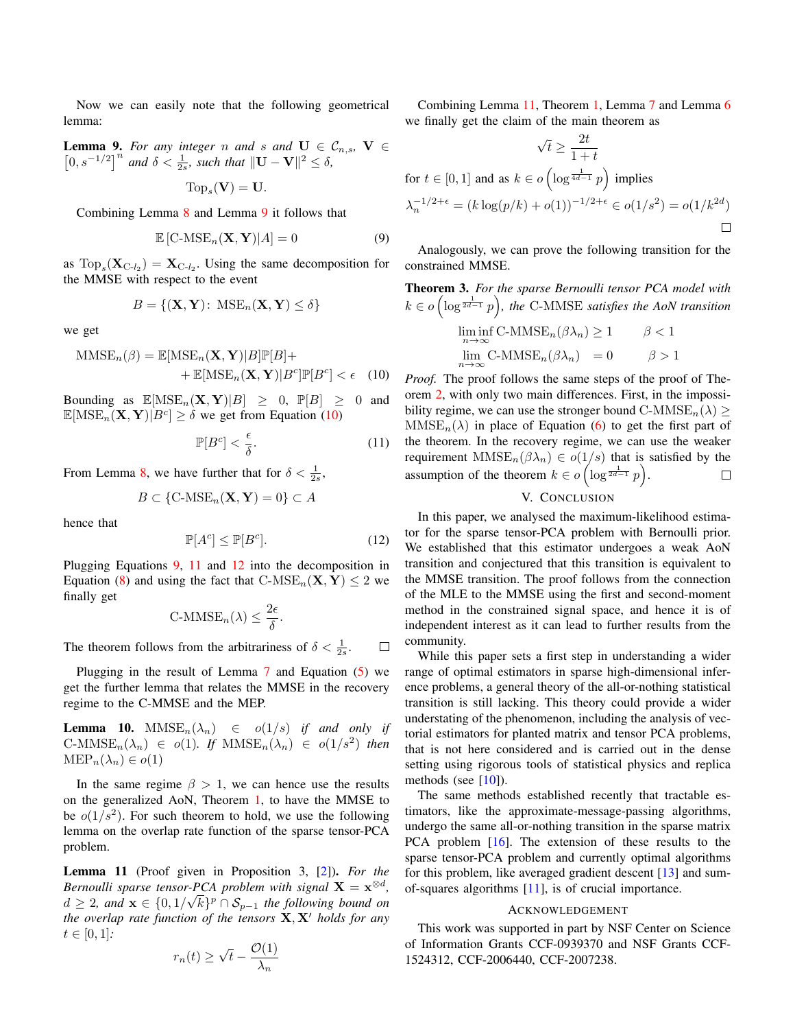Now we can easily note that the following geometrical lemma:

**Lemma 9.** *For any integer $n$ and $s$ and $\mathbf{U} \in \mathcal{C}_{n,s}$, $\mathbf{V} \in [0, s^{-1/2}]^n$ and $\delta < \frac{1}{2s}$, such that $\|\mathbf{U} - \mathbf{V}\|^2 \leq \delta$,*

$$\mathrm{Top}_s(\mathbf{V}) = \mathbf{U}.$$

Combining Lemma 8 and Lemma 9 it follows that

$$\mathbb{E}\left[\text{C-MSE}_n(\mathbf{X}, \mathbf{Y})|A\right] = 0 \tag{9}$$

as $\mathrm{Top}_s(\mathbf{X}_{\text{C-}l_2}) = \mathbf{X}_{\text{C-}l_2}$. Using the same decomposition for the MMSE with respect to the event

$$B = \{(\mathbf{X}, \mathbf{Y})\colon \mathrm{MSE}_n(\mathbf{X}, \mathbf{Y}) \leq \delta\}$$

we get

$$\begin{aligned}\mathrm{MMSE}_n(\beta) = \mathbb{E}[\mathrm{MSE}_n(\mathbf{X}, \mathbf{Y})|B]\mathbb{P}[B] + \\ + \mathbb{E}[\mathrm{MSE}_n(\mathbf{X}, \mathbf{Y})|B^c]\mathbb{P}[B^c] < \epsilon\end{aligned} \tag{10}$$

Bounding as $\mathbb{E}[\mathrm{MSE}_n(\mathbf{X}, \mathbf{Y})|B] \geq 0$, $\mathbb{P}[B] \geq 0$ and $\mathbb{E}[\mathrm{MSE}_n(\mathbf{X}, \mathbf{Y})|B^c] \geq \delta$ we get from Equation (10)

$$\mathbb{P}[B^c] < \frac{\epsilon}{\delta}. \tag{11}$$

From Lemma 8, we have further that for $\delta < \frac{1}{2s}$,

$$B \subset \{\text{C-MSE}_n(\mathbf{X}, \mathbf{Y}) = 0\} \subset A$$

hence that

$$\mathbb{P}[A^c] \leq \mathbb{P}[B^c]. \tag{12}$$

Plugging Equations 9, 11 and 12 into the decomposition in Equation (8) and using the fact that $\text{C-MSE}_n(\mathbf{X}, \mathbf{Y}) \leq 2$ we finally get

$$\text{C-MMSE}_n(\lambda) \leq \frac{2\epsilon}{\delta}.$$

The theorem follows from the arbitrariness of $\delta < \frac{1}{2s}$. □

Plugging in the result of Lemma 7 and Equation (5) we get the further lemma that relates the MMSE in the recovery regime to the C-MMSE and the MEP.

**Lemma 10.** $\mathrm{MMSE}_n(\lambda_n) \in o(1/s)$ *if and only if* $\text{C-MMSE}_n(\lambda_n) \in o(1)$. *If* $\mathrm{MMSE}_n(\lambda_n) \in o(1/s^2)$ *then* $\mathrm{MEP}_n(\lambda_n) \in o(1)$

In the same regime $\beta > 1$, we can hence use the results on the generalized AoN, Theorem 1, to have the MMSE to be $o(1/s^2)$. For such theorem to hold, we use the following lemma on the overlap rate function of the sparse tensor-PCA problem.

**Lemma 11** (Proof given in Proposition 3, [2])**.** *For the Bernoulli sparse tensor-PCA problem with signal $\mathbf{X} = \mathbf{x}^{\otimes d}$, $d \geq 2$, and $\mathbf{x} \in \{0, 1/\sqrt{k}\}^p \cap \mathcal{S}_{p-1}$ the following bound on the overlap rate function of the tensors $\mathbf{X}, \mathbf{X}'$ holds for any $t \in [0, 1]$:*

$$r_n(t) \geq \sqrt{t} - \frac{\mathcal{O}(1)}{\lambda_n}$$

Combining Lemma 11, Theorem 1, Lemma 7 and Lemma 6 we finally get the claim of the main theorem as

$$\sqrt{t} \geq \frac{2t}{1+t}$$

for $t \in [0, 1]$ and as $k \in o\left(\log^{\frac{1}{4d-1}} p\right)$ implies

$$\lambda_n^{-1/2+\epsilon} = (k\log(p/k) + o(1))^{-1/2+\epsilon} \in o(1/s^2) = o(1/k^{2d})$$

□

Analogously, we can prove the following transition for the constrained MMSE.

**Theorem 3.** *For the sparse Bernoulli tensor PCA model with $k \in o\left(\log^{\frac{1}{2d-1}} p\right)$, the* C-MMSE *satisfies the AoN transition*

$$\begin{aligned}\liminf_{n\to\infty} \text{C-MMSE}_n(\beta\lambda_n) &\geq 1 \qquad \beta < 1\\ \lim_{n\to\infty} \text{C-MMSE}_n(\beta\lambda_n) &= 0 \qquad \beta > 1\end{aligned}$$

*Proof.* The proof follows the same steps of the proof of Theorem 2, with only two main differences. First, in the impossibility regime, we can use the stronger bound $\text{C-MMSE}_n(\lambda) \geq \mathrm{MMSE}_n(\lambda)$ in place of Equation (6) to get the first part of the theorem. In the recovery regime, we can use the weaker requirement $\mathrm{MMSE}_n(\beta\lambda_n) \in o(1/s)$ that is satisfied by the assumption of the theorem $k \in o\left(\log^{\frac{1}{2d-1}} p\right)$. □

## V. Conclusion

In this paper, we analysed the maximum-likelihood estimator for the sparse tensor-PCA problem with Bernoulli prior. We established that this estimator undergoes a weak AoN transition and conjectured that this transition is equivalent to the MMSE transition. The proof follows from the connection of the MLE to the MMSE using the first and second-moment method in the constrained signal space, and hence it is of independent interest as it can lead to further results from the community.

While this paper sets a first step in understanding a wider range of optimal estimators in sparse high-dimensional inference problems, a general theory of the all-or-nothing statistical transition is still lacking. This theory could provide a wider understating of the phenomenon, including the analysis of vectorial estimators for planted matrix and tensor PCA problems, that is not here considered and is carried out in the dense setting using rigorous tools of statistical physics and replica methods (see [10]).

The same methods established recently that tractable estimators, like the approximate-message-passing algorithms, undergo the same all-or-nothing transition in the sparse matrix PCA problem [16]. The extension of these results to the sparse tensor-PCA problem and currently optimal algorithms for this problem, like averaged gradient descent [13] and sum-of-squares algorithms [11], is of crucial importance.

## Acknowledgement

This work was supported in part by NSF Center on Science of Information Grants CCF-0939370 and NSF Grants CCF-1524312, CCF-2006440, CCF-2007238.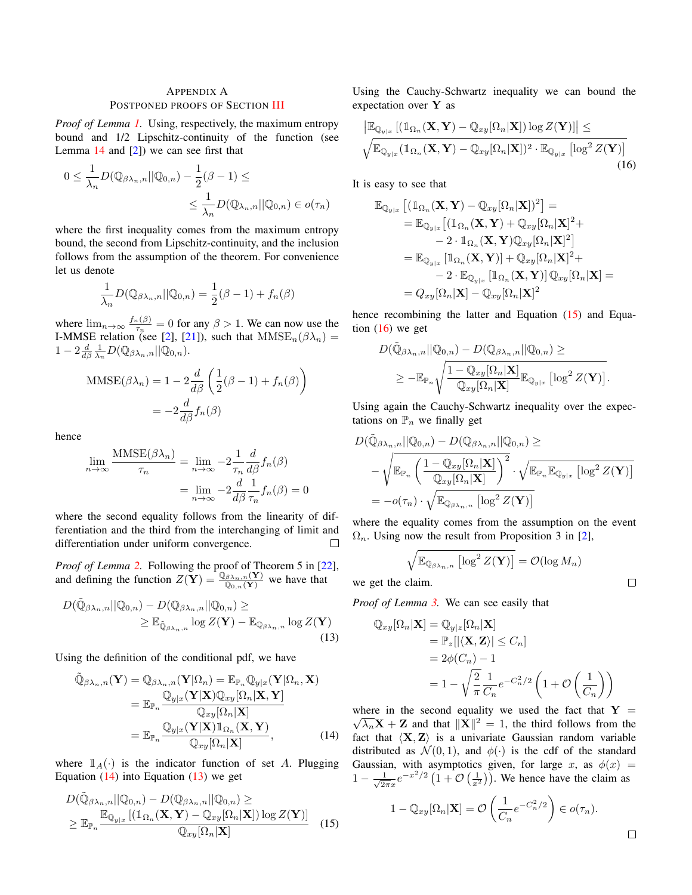# Appendix A
## Postponed proofs of Section III

*Proof of Lemma 1.* Using, respectively, the maximum entropy bound and 1/2 Lipschitz-continuity of the function (see Lemma 14 and [2]) we can see first that

$$0 \leq \frac{1}{\lambda_n} D(\mathbb{Q}_{\beta\lambda_n,n} || \mathbb{Q}_{0,n}) - \frac{1}{2}(\beta - 1) \leq$$
$$\leq \frac{1}{\lambda_n} D(\mathbb{Q}_{\lambda_n,n} || \mathbb{Q}_{0,n}) \in o(\tau_n)$$

where the first inequality comes from the maximum entropy bound, the second from Lipschitz-continuity, and the inclusion follows from the assumption of the theorem. For convenience let us denote

$$\frac{1}{\lambda_n} D(\mathbb{Q}_{\beta\lambda_n,n} || \mathbb{Q}_{0,n}) = \frac{1}{2}(\beta - 1) + f_n(\beta)$$

where $\lim_{n\to\infty} \frac{f_n(\beta)}{\tau_n} = 0$ for any $\beta > 1$. We can now use the I-MMSE relation (see [2], [21]), such that $\text{MMSE}_n(\beta\lambda_n) = 1 - 2\frac{d}{d\beta}\frac{1}{\lambda_n} D(\mathbb{Q}_{\beta\lambda_n,n} || \mathbb{Q}_{0,n})$.

$$\text{MMSE}(\beta\lambda_n) = 1 - 2\frac{d}{d\beta}\left(\frac{1}{2}(\beta - 1) + f_n(\beta)\right)$$
$$= -2\frac{d}{d\beta} f_n(\beta)$$

hence

$$\lim_{n\to\infty} \frac{\text{MMSE}(\beta\lambda_n)}{\tau_n} = \lim_{n\to\infty} -2\frac{1}{\tau_n}\frac{d}{d\beta} f_n(\beta)$$
$$= \lim_{n\to\infty} -2\frac{d}{d\beta}\frac{1}{\tau_n} f_n(\beta) = 0$$

where the second equality follows from the linearity of differentiation and the third from the interchanging of limit and differentiation under uniform convergence. □

*Proof of Lemma 2.* Following the proof of Theorem 5 in [22], and defining the function $Z(\mathbf{Y}) = \frac{\mathbb{Q}_{\beta\lambda_n,n}(\mathbf{Y})}{\mathbb{Q}_{0,n}(\mathbf{Y})}$ we have that

$$D(\tilde{\mathbb{Q}}_{\beta\lambda_n,n} || \mathbb{Q}_{0,n}) - D(\mathbb{Q}_{\beta\lambda_n,n} || \mathbb{Q}_{0,n}) \geq$$
$$\geq \mathbb{E}_{\tilde{\mathbb{Q}}_{\beta\lambda_n,n}} \log Z(\mathbf{Y}) - \mathbb{E}_{\mathbb{Q}_{\beta\lambda_n,n}} \log Z(\mathbf{Y}) \tag{13}$$

Using the definition of the conditional pdf, we have

$$\tilde{\mathbb{Q}}_{\beta\lambda_n,n}(\mathbf{Y}) = \mathbb{Q}_{\beta\lambda_n,n}(\mathbf{Y}|\Omega_n) = \mathbb{E}_{\mathbb{P}_n} \mathbb{Q}_{y|x}(\mathbf{Y}|\Omega_n, \mathbf{X})$$
$$= \mathbb{E}_{\mathbb{P}_n} \frac{\mathbb{Q}_{y|x}(\mathbf{Y}|\mathbf{X}) \mathbb{Q}_{xy}[\Omega_n|\mathbf{X}, \mathbf{Y}]}{\mathbb{Q}_{xy}[\Omega_n|\mathbf{X}]}$$
$$= \mathbb{E}_{\mathbb{P}_n} \frac{\mathbb{Q}_{y|x}(\mathbf{Y}|\mathbf{X}) \mathbb{1}_{\Omega_n}(\mathbf{X}, \mathbf{Y})}{\mathbb{Q}_{xy}[\Omega_n|\mathbf{X}]}, \tag{14}$$

where $\mathbb{1}_A(\cdot)$ is the indicator function of set $A$. Plugging Equation (14) into Equation (13) we get

$$D(\tilde{\mathbb{Q}}_{\beta\lambda_n,n} || \mathbb{Q}_{0,n}) - D(\mathbb{Q}_{\beta\lambda_n,n} || \mathbb{Q}_{0,n}) \geq$$
$$\geq \mathbb{E}_{\mathbb{P}_n} \frac{\mathbb{E}_{\mathbb{Q}_{y|x}} [(\mathbb{1}_{\Omega_n}(\mathbf{X}, \mathbf{Y}) - \mathbb{Q}_{xy}[\Omega_n|\mathbf{X}]) \log Z(\mathbf{Y})]}{\mathbb{Q}_{xy}[\Omega_n|\mathbf{X}]} \tag{15}$$

Using the Cauchy-Schwartz inequality we can bound the expectation over $\mathbf{Y}$ as

$$\left|\mathbb{E}_{\mathbb{Q}_{y|x}} [(\mathbb{1}_{\Omega_n}(\mathbf{X}, \mathbf{Y}) - \mathbb{Q}_{xy}[\Omega_n|\mathbf{X}]) \log Z(\mathbf{Y})]\right| \leq$$
$$\sqrt{\mathbb{E}_{\mathbb{Q}_{y|x}} (\mathbb{1}_{\Omega_n}(\mathbf{X}, \mathbf{Y}) - \mathbb{Q}_{xy}[\Omega_n|\mathbf{X}])^2 \cdot \mathbb{E}_{\mathbb{Q}_{y|x}} \left[\log^2 Z(\mathbf{Y})\right]} \tag{16}$$

It is easy to see that

$$\mathbb{E}_{\mathbb{Q}_{y|x}} \left[(\mathbb{1}_{\Omega_n}(\mathbf{X}, \mathbf{Y}) - \mathbb{Q}_{xy}[\Omega_n|\mathbf{X}])^2\right] =$$
$$= \mathbb{E}_{\mathbb{Q}_{y|x}} \left[(\mathbb{1}_{\Omega_n}(\mathbf{X}, \mathbf{Y}) + \mathbb{Q}_{xy}[\Omega_n|\mathbf{X}]^2 + \right.$$
$$\left. - 2 \cdot \mathbb{1}_{\Omega_n}(\mathbf{X}, \mathbf{Y}) \mathbb{Q}_{xy}[\Omega_n|\mathbf{X}]^2\right]$$
$$= \mathbb{E}_{\mathbb{Q}_{y|x}} [\mathbb{1}_{\Omega_n}(\mathbf{X}, \mathbf{Y})] + \mathbb{Q}_{xy}[\Omega_n|\mathbf{X}]^2 +$$
$$- 2 \cdot \mathbb{E}_{\mathbb{Q}_{y|x}} [\mathbb{1}_{\Omega_n}(\mathbf{X}, \mathbf{Y})] \mathbb{Q}_{xy}[\Omega_n|\mathbf{X}] =$$
$$= Q_{xy}[\Omega_n|\mathbf{X}] - \mathbb{Q}_{xy}[\Omega_n|\mathbf{X}]^2$$

hence recombining the latter and Equation (15) and Equation (16) we get

$$D(\tilde{\mathbb{Q}}_{\beta\lambda_n,n} || \mathbb{Q}_{0,n}) - D(\mathbb{Q}_{\beta\lambda_n,n} || \mathbb{Q}_{0,n}) \geq$$
$$\geq -\mathbb{E}_{\mathbb{P}_n} \sqrt{\frac{1 - \mathbb{Q}_{xy}[\Omega_n|\mathbf{X}]}{\mathbb{Q}_{xy}[\Omega_n|\mathbf{X}]} \mathbb{E}_{\mathbb{Q}_{y|x}} \left[\log^2 Z(\mathbf{Y})\right]}.$$

Using again the Cauchy-Schwartz inequality over the expectations on $\mathbb{P}_n$ we finally get

$$D(\tilde{\mathbb{Q}}_{\beta\lambda_n,n} || \mathbb{Q}_{0,n}) - D(\mathbb{Q}_{\beta\lambda_n,n} || \mathbb{Q}_{0,n}) \geq$$
$$- \sqrt{\mathbb{E}_{\mathbb{P}_n} \left(\frac{1 - \mathbb{Q}_{xy}[\Omega_n|\mathbf{X}]}{\mathbb{Q}_{xy}[\Omega_n|\mathbf{X}]}\right)^2} \cdot \sqrt{\mathbb{E}_{\mathbb{P}_n} \mathbb{E}_{\mathbb{Q}_{y|x}} \left[\log^2 Z(\mathbf{Y})\right]}$$
$$= -o(\tau_n) \cdot \sqrt{\mathbb{E}_{\mathbb{Q}_{\beta\lambda_n,n}} \left[\log^2 Z(\mathbf{Y})\right]}$$

where the equality comes from the assumption on the event $\Omega_n$. Using now the result from Proposition 3 in [2],

$$\sqrt{\mathbb{E}_{\mathbb{Q}_{\beta\lambda_n,n}} \left[\log^2 Z(\mathbf{Y})\right]} = \mathcal{O}(\log M_n)$$

we get the claim. □

*Proof of Lemma 3.* We can see easily that

$$\mathbb{Q}_{xy}[\Omega_n|\mathbf{X}] = \mathbb{Q}_{y|z}[\Omega_n|\mathbf{X}]$$
$$= \mathbb{P}_z[|\langle \mathbf{X}, \mathbf{Z}\rangle| \leq C_n]$$
$$= 2\phi(C_n) - 1$$
$$= 1 - \sqrt{\frac{2}{\pi}} \frac{1}{C_n} e^{-C_n^2/2} \left(1 + \mathcal{O}\left(\frac{1}{C_n}\right)\right)$$

where in the second equality we used the fact that $\mathbf{Y} = \sqrt{\lambda_n}\mathbf{X} + \mathbf{Z}$ and that $\|\mathbf{X}\|^2 = 1$, the third follows from the fact that $\langle \mathbf{X}, \mathbf{Z}\rangle$ is a univariate Gaussian random variable distributed as $\mathcal{N}(0, 1)$, and $\phi(\cdot)$ is the cdf of the standard Gaussian, with asymptotics given, for large $x$, as $\phi(x) = 1 - \frac{1}{\sqrt{2\pi}x} e^{-x^2/2} \left(1 + \mathcal{O}\left(\frac{1}{x^2}\right)\right)$. We hence have the claim as

$$1 - \mathbb{Q}_{xy}[\Omega_n|\mathbf{X}] = \mathcal{O}\left(\frac{1}{C_n} e^{-C_n^2/2}\right) \in o(\tau_n).$$

□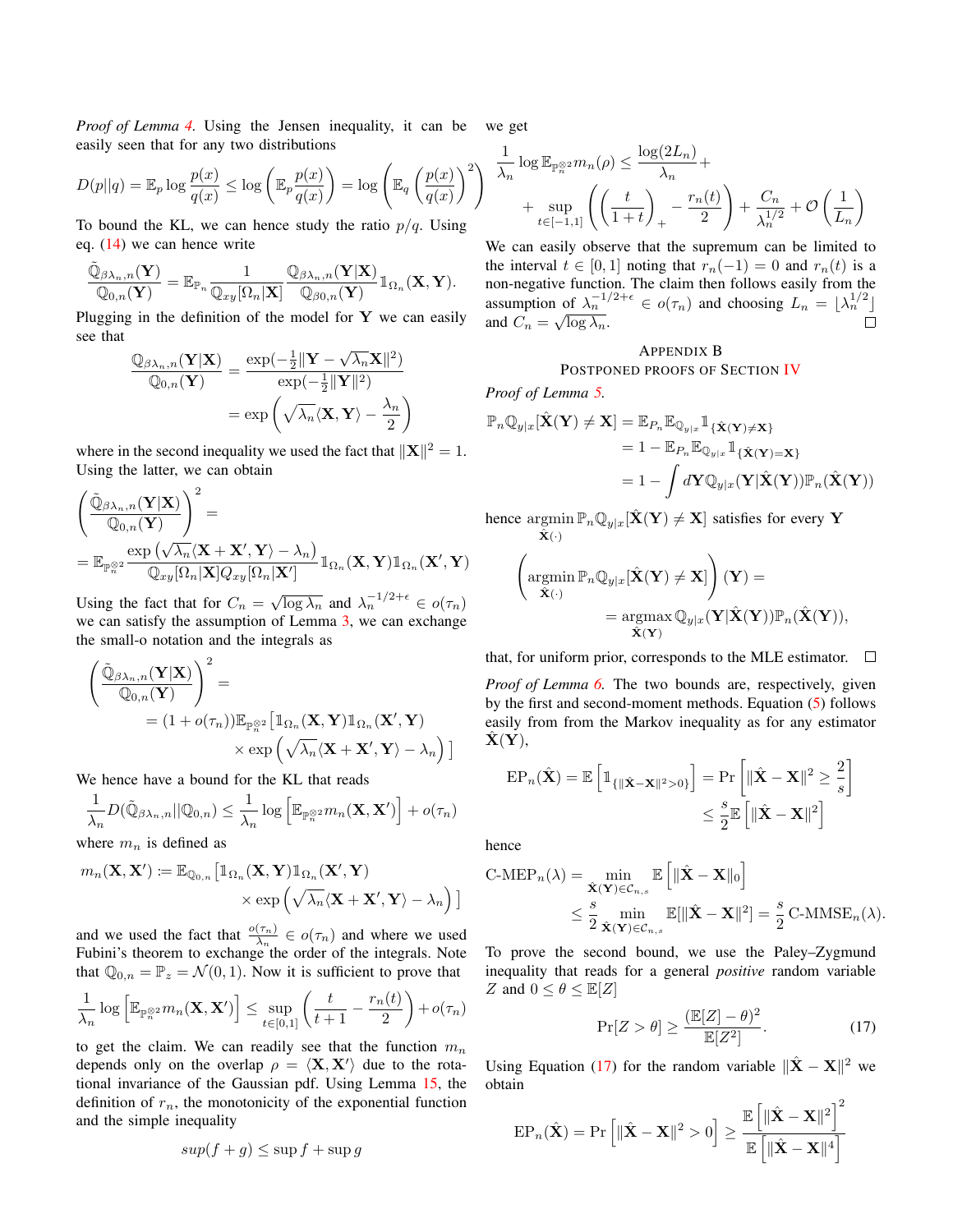*Proof of Lemma 4.* Using the Jensen inequality, it can be easily seen that for any two distributions

$$D(p||q) = \mathbb{E}_p \log \frac{p(x)}{q(x)} \le \log \left( \mathbb{E}_p \frac{p(x)}{q(x)} \right) = \log \left( \mathbb{E}_q \left( \frac{p(x)}{q(x)} \right)^2 \right)$$

To bound the KL, we can hence study the ratio $p/q$. Using eq. (14) we can hence write

$$\frac{\tilde{\mathbb{Q}}_{\beta\lambda_n,n}(\mathbf{Y})}{\mathbb{Q}_{0,n}(\mathbf{Y})} = \mathbb{E}_{\mathbb{P}_n} \frac{1}{\mathbb{Q}_{xy}[\Omega_n|\mathbf{X}]} \frac{\mathbb{Q}_{\beta\lambda_n,n}(\mathbf{Y}|\mathbf{X})}{\mathbb{Q}_{\beta 0,n}(\mathbf{Y})} \mathbb{1}_{\Omega_n}(\mathbf{X},\mathbf{Y}).$$

Plugging in the definition of the model for $\mathbf{Y}$ we can easily see that

$$\begin{aligned}
\frac{\mathbb{Q}_{\beta\lambda_n,n}(\mathbf{Y}|\mathbf{X})}{\mathbb{Q}_{0,n}(\mathbf{Y})} &= \frac{\exp(-\frac{1}{2}\|\mathbf{Y} - \sqrt{\lambda_n}\mathbf{X}\|^2)}{\exp(-\frac{1}{2}\|\mathbf{Y}\|^2)} \\
&= \exp\left( \sqrt{\lambda_n} \langle \mathbf{X}, \mathbf{Y} \rangle - \frac{\lambda_n}{2} \right)
\end{aligned}$$

where in the second inequality we used the fact that $\|\mathbf{X}\|^2 = 1$. Using the latter, we can obtain

$$\begin{aligned}
&\left( \frac{\tilde{\mathbb{Q}}_{\beta\lambda_n,n}(\mathbf{Y}|\mathbf{X})}{\mathbb{Q}_{0,n}(\mathbf{Y})} \right)^2 = \\
&= \mathbb{E}_{\mathbb{P}_n^{\otimes 2}} \frac{\exp\left(\sqrt{\lambda_n}\langle \mathbf{X} + \mathbf{X}', \mathbf{Y}\rangle - \lambda_n\right)}{\mathbb{Q}_{xy}[\Omega_n|\mathbf{X}] Q_{xy}[\Omega_n|\mathbf{X}']} \mathbb{1}_{\Omega_n}(\mathbf{X},\mathbf{Y}) \mathbb{1}_{\Omega_n}(\mathbf{X}',\mathbf{Y})
\end{aligned}$$

Using the fact that for $C_n = \sqrt{\log \lambda_n}$ and $\lambda_n^{-1/2+\epsilon} \in o(\tau_n)$ we can satisfy the assumption of Lemma 3, we can exchange the small-o notation and the integrals as

$$\begin{aligned}
&\left( \frac{\tilde{\mathbb{Q}}_{\beta\lambda_n,n}(\mathbf{Y}|\mathbf{X})}{\mathbb{Q}_{0,n}(\mathbf{Y})} \right)^2 = \\
&\quad = (1 + o(\tau_n)) \mathbb{E}_{\mathbb{P}_n^{\otimes 2}} \big[ \mathbb{1}_{\Omega_n}(\mathbf{X},\mathbf{Y}) \mathbb{1}_{\Omega_n}(\mathbf{X}',\mathbf{Y}) \\
&\qquad \times \exp\left( \sqrt{\lambda_n} \langle \mathbf{X} + \mathbf{X}', \mathbf{Y}\rangle - \lambda_n \right) \big]
\end{aligned}$$

We hence have a bound for the KL that reads

$$\frac{1}{\lambda_n} D(\tilde{\mathbb{Q}}_{\beta\lambda_n,n}||\mathbb{Q}_{0,n}) \le \frac{1}{\lambda_n} \log \left[ \mathbb{E}_{\mathbb{P}_n^{\otimes 2}} m_n(\mathbf{X},\mathbf{X}') \right] + o(\tau_n)$$

where $m_n$ is defined as

$$\begin{aligned}
m_n(\mathbf{X},\mathbf{X}') &:= \mathbb{E}_{\mathbb{Q}_{0,n}} \big[ \mathbb{1}_{\Omega_n}(\mathbf{X},\mathbf{Y}) \mathbb{1}_{\Omega_n}(\mathbf{X}',\mathbf{Y}) \\
&\qquad \times \exp\left( \sqrt{\lambda_n} \langle \mathbf{X} + \mathbf{X}', \mathbf{Y} \rangle - \lambda_n \right) \big]
\end{aligned}$$

and we used the fact that $\frac{o(\tau_n)}{\lambda_n} \in o(\tau_n)$ and where we used Fubini's theorem to exchange the order of the integrals. Note that $\mathbb{Q}_{0,n} = \mathbb{P}_z = \mathcal{N}(0,1)$. Now it is sufficient to prove that

$$\frac{1}{\lambda_n} \log \left[ \mathbb{E}_{\mathbb{P}_n^{\otimes 2}} m_n(\mathbf{X},\mathbf{X}') \right] \le \sup_{t \in [0,1]} \left( \frac{t}{t+1} - \frac{r_n(t)}{2} \right) + o(\tau_n)$$

to get the claim. We can readily see that the function $m_n$ depends only on the overlap $\rho = \langle \mathbf{X}, \mathbf{X}' \rangle$ due to the rotational invariance of the Gaussian pdf. Using Lemma 15, the definition of $r_n$, the monotonicity of the exponential function and the simple inequality

$$sup(f+g) \le \sup f + \sup g$$

we get

$$\begin{aligned}
\frac{1}{\lambda_n} \log \mathbb{E}_{\mathbb{P}_n^{\otimes 2}} m_n(\rho) &\le \frac{\log(2L_n)}{\lambda_n} + \\
&+ \sup_{t \in [-1,1]} \left( \left( \frac{t}{1+t} \right)_+ - \frac{r_n(t)}{2} \right) + \frac{C_n}{\lambda_n^{1/2}} + \mathcal{O}\left( \frac{1}{L_n} \right)
\end{aligned}$$

We can easily observe that the supremum can be limited to the interval $t \in [0,1]$ noting that $r_n(-1) = 0$ and $r_n(t)$ is a non-negative function. The claim then follows easily from the assumption of $\lambda_n^{-1/2+\epsilon} \in o(\tau_n)$ and choosing $L_n = \lfloor \lambda_n^{1/2} \rfloor$ and $C_n = \sqrt{\log \lambda_n}$. ∎

## Appendix B
## Postponed proofs of Section IV

*Proof of Lemma 5.*

$$\begin{aligned}
\mathbb{P}_n \mathbb{Q}_{y|x}[\hat{\mathbf{X}}(\mathbf{Y}) \ne \mathbf{X}] &= \mathbb{E}_{P_n} \mathbb{E}_{\mathbb{Q}_{y|x}} \mathbb{1}_{\{\hat{\mathbf{X}}(\mathbf{Y}) \ne \mathbf{X}\}} \\
&= 1 - \mathbb{E}_{P_n} \mathbb{E}_{\mathbb{Q}_{y|x}} \mathbb{1}_{\{\hat{\mathbf{X}}(\mathbf{Y}) = \mathbf{X}\}} \\
&= 1 - \int d\mathbf{Y} \mathbb{Q}_{y|x}(\mathbf{Y}|\hat{\mathbf{X}}(\mathbf{Y})) \mathbb{P}_n(\hat{\mathbf{X}}(\mathbf{Y}))
\end{aligned}$$

hence $\operatorname{argmin}_{\hat{\mathbf{X}}(\cdot)} \mathbb{P}_n \mathbb{Q}_{y|x}[\hat{\mathbf{X}}(\mathbf{Y}) \ne \mathbf{X}]$ satisfies for every $\mathbf{Y}$

$$\begin{aligned}
&\left( \operatorname*{argmin}_{\hat{\mathbf{X}}(\cdot)} \mathbb{P}_n \mathbb{Q}_{y|x}[\hat{\mathbf{X}}(\mathbf{Y}) \ne \mathbf{X}] \right)(\mathbf{Y}) = \\
&\qquad = \operatorname*{argmax}_{\hat{\mathbf{X}}(\mathbf{Y})} \mathbb{Q}_{y|x}(\mathbf{Y}|\hat{\mathbf{X}}(\mathbf{Y})) \mathbb{P}_n(\hat{\mathbf{X}}(\mathbf{Y})),
\end{aligned}$$

that, for uniform prior, corresponds to the MLE estimator. ∎

*Proof of Lemma 6.* The two bounds are, respectively, given by the first and second-moment methods. Equation (5) follows easily from from the Markov inequality as for any estimator $\hat{\mathbf{X}}(\mathbf{Y})$,

$$\begin{aligned}
\mathrm{EP}_n(\hat{\mathbf{X}}) = \mathbb{E}\left[ \mathbb{1}_{\{\|\hat{\mathbf{X}} - \mathbf{X}\|^2 > 0\}} \right] &= \Pr\left[ \|\hat{\mathbf{X}} - \mathbf{X}\|^2 \ge \frac{2}{s} \right] \\
&\le \frac{s}{2} \mathbb{E}\left[ \|\hat{\mathbf{X}} - \mathbf{X}\|^2 \right]
\end{aligned}$$

hence

$$\begin{aligned}
\text{C-MEP}_n(\lambda) &= \min_{\hat{\mathbf{X}}(\mathbf{Y}) \in \mathcal{C}_{n,s}} \mathbb{E}\left[ \|\hat{\mathbf{X}} - \mathbf{X}\|_0 \right] \\
&\le \frac{s}{2} \min_{\hat{\mathbf{X}}(\mathbf{Y}) \in \mathcal{C}_{n,s}} \mathbb{E}[\|\hat{\mathbf{X}} - \mathbf{X}\|^2] = \frac{s}{2} \text{C-MMSE}_n(\lambda).
\end{aligned}$$

To prove the second bound, we use the Paley–Zygmund inequality that reads for a general *positive* random variable $Z$ and $0 \le \theta \le \mathbb{E}[Z]$

$$\Pr[Z > \theta] \ge \frac{(\mathbb{E}[Z] - \theta)^2}{\mathbb{E}[Z^2]}. \tag{17}$$

Using Equation (17) for the random variable $\|\hat{\mathbf{X}} - \mathbf{X}\|^2$ we obtain

$$\mathrm{EP}_n(\hat{\mathbf{X}}) = \Pr\left[ \|\hat{\mathbf{X}} - \mathbf{X}\|^2 > 0 \right] \ge \frac{\mathbb{E}\left[ \|\hat{\mathbf{X}} - \mathbf{X}\|^2 \right]^2}{\mathbb{E}\left[ \|\hat{\mathbf{X}} - \mathbf{X}\|^4 \right]}$$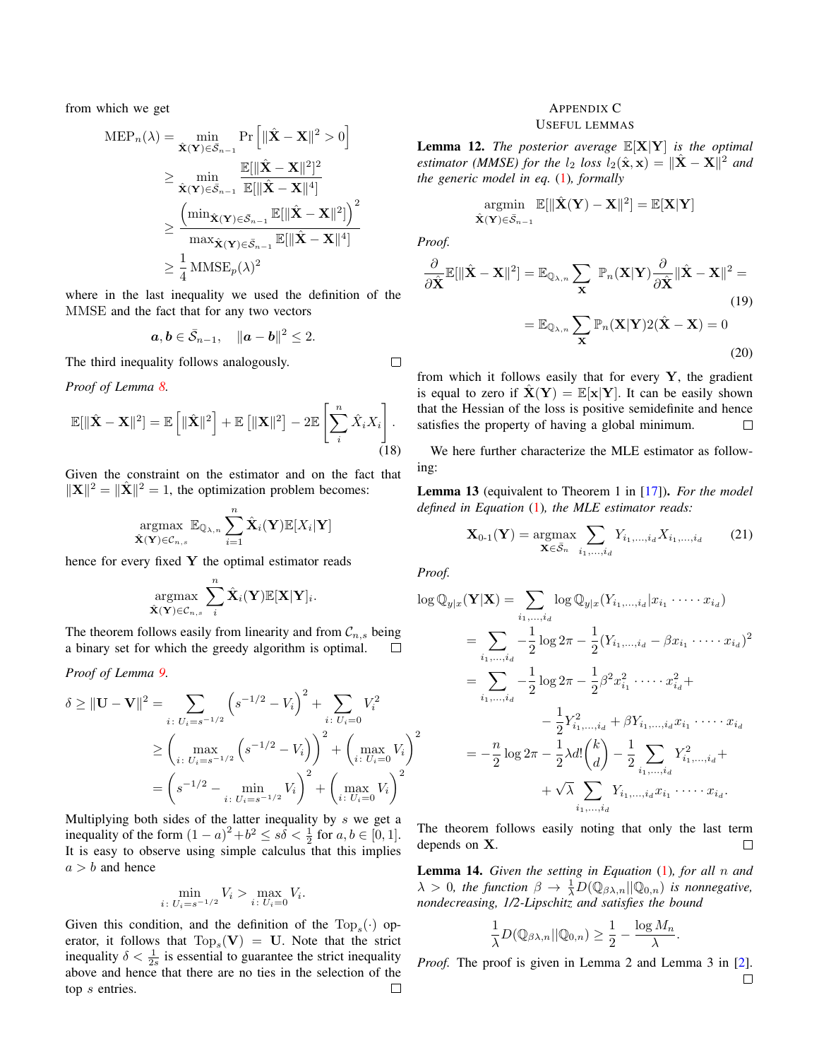from which we get

$$
\begin{aligned}
\mathrm{MEP}_n(\lambda) &= \min_{\hat{\mathbf{X}}(\mathbf{Y})\in\bar{\mathcal{S}}_{n-1}} \Pr\left[\|\hat{\mathbf{X}}-\mathbf{X}\|^2>0\right] \\
&\geq \min_{\hat{\mathbf{X}}(\mathbf{Y})\in\bar{\mathcal{S}}_{n-1}} \frac{\mathbb{E}[\|\hat{\mathbf{X}}-\mathbf{X}\|^2]^2}{\mathbb{E}[\|\hat{\mathbf{X}}-\mathbf{X}\|^4]} \\
&\geq \frac{\left(\min_{\hat{\mathbf{X}}(\mathbf{Y})\in\bar{\mathcal{S}}_{n-1}} \mathbb{E}[\|\hat{\mathbf{X}}-\mathbf{X}\|^2]\right)^2}{\max_{\hat{\mathbf{X}}(\mathbf{Y})\in\bar{\mathcal{S}}_{n-1}} \mathbb{E}[\|\hat{\mathbf{X}}-\mathbf{X}\|^4]} \\
&\geq \frac{1}{4}\,\mathrm{MMSE}_p(\lambda)^2
\end{aligned}
$$

where in the last inequality we used the definition of the MMSE and the fact that for any two vectors

$$
\boldsymbol{a},\boldsymbol{b}\in\bar{\mathcal{S}}_{n-1}, \quad \|\boldsymbol{a}-\boldsymbol{b}\|^2\leq 2.
$$

The third inequality follows analogously. $\square$

*Proof of Lemma 8.*

$$
\mathbb{E}[\|\hat{\mathbf{X}}-\mathbf{X}\|^2] = \mathbb{E}\left[\|\hat{\mathbf{X}}\|^2\right] + \mathbb{E}\left[\|\mathbf{X}\|^2\right] - 2\mathbb{E}\left[\sum_i^n \hat{X}_i X_i\right]. \tag{18}
$$

Given the constraint on the estimator and on the fact that $\|\mathbf{X}\|^2 = \|\hat{\mathbf{X}}\|^2 = 1$, the optimization problem becomes:

$$
\operatorname*{argmax}_{\hat{\mathbf{X}}(\mathbf{Y})\in\mathcal{C}_{n,s}} \mathbb{E}_{\mathbb{Q}_{\lambda,n}} \sum_{i=1}^n \hat{\mathbf{X}}_i(\mathbf{Y})\mathbb{E}[X_i|\mathbf{Y}]
$$

hence for every fixed $\mathbf{Y}$ the optimal estimator reads

$$
\operatorname*{argmax}_{\hat{\mathbf{X}}(\mathbf{Y})\in\mathcal{C}_{n,s}} \sum_i^n \hat{\mathbf{X}}_i(\mathbf{Y})\mathbb{E}[\mathbf{X}|\mathbf{Y}]_i.
$$

The theorem follows easily from linearity and from $\mathcal{C}_{n,s}$ being a binary set for which the greedy algorithm is optimal. $\square$

*Proof of Lemma 9.*

$$
\begin{aligned}
\delta \geq \|\mathbf{U}-\mathbf{V}\|^2 &= \sum_{i:\,U_i=s^{-1/2}} \left(s^{-1/2}-V_i\right)^2 + \sum_{i:\,U_i=0} V_i^2 \\
&\geq \left(\max_{i:\,U_i=s^{-1/2}}\left(s^{-1/2}-V_i\right)\right)^2 + \left(\max_{i:\,U_i=0} V_i\right)^2 \\
&= \left(s^{-1/2} - \min_{i:\,U_i=s^{-1/2}} V_i\right)^2 + \left(\max_{i:\,U_i=0} V_i\right)^2
\end{aligned}
$$

Multiplying both sides of the latter inequality by $s$ we get a inequality of the form $(1-a)^2+b^2 \leq s\delta < \frac{1}{2}$ for $a,b\in[0,1]$. It is easy to observe using simple calculus that this implies $a>b$ and hence

$$
\min_{i:\,U_i=s^{-1/2}} V_i > \max_{i:\,U_i=0} V_i.
$$

Given this condition, and the definition of the $\mathrm{Top}_s(\cdot)$ operator, it follows that $\mathrm{Top}_s(\mathbf{V}) = \mathbf{U}$. Note that the strict inequality $\delta < \frac{1}{2s}$ is essential to guarantee the strict inequality above and hence that there are no ties in the selection of the top $s$ entries. $\square$

## Appendix C
## Useful Lemmas

**Lemma 12.** *The posterior average $\mathbb{E}[\mathbf{X}|\mathbf{Y}]$ is the optimal estimator (MMSE) for the $l_2$ loss $l_2(\hat{\mathbf{x}},\mathbf{x}) = \|\hat{\mathbf{X}}-\mathbf{X}\|^2$ and the generic model in eq. (1), formally*

$$
\operatorname*{argmin}_{\hat{\mathbf{X}}(\mathbf{Y})\in\bar{\mathcal{S}}_{n-1}} \mathbb{E}[\|\hat{\mathbf{X}}(\mathbf{Y})-\mathbf{X}\|^2] = \mathbb{E}[\mathbf{X}|\mathbf{Y}]
$$

*Proof.*

$$
\frac{\partial}{\partial\hat{\mathbf{X}}}\mathbb{E}[\|\hat{\mathbf{X}}-\mathbf{X}\|^2] = \mathbb{E}_{\mathbb{Q}_{\lambda,n}} \sum_{\mathbf{X}} \mathbb{P}_n(\mathbf{X}|\mathbf{Y})\frac{\partial}{\partial\hat{\mathbf{X}}}\|\hat{\mathbf{X}}-\mathbf{X}\|^2 = \tag{19}
$$

$$
= \mathbb{E}_{\mathbb{Q}_{\lambda,n}} \sum_{\mathbf{X}} \mathbb{P}_n(\mathbf{X}|\mathbf{Y})2(\hat{\mathbf{X}}-\mathbf{X}) = 0 \tag{20}
$$

from which it follows easily that for every $\mathbf{Y}$, the gradient is equal to zero if $\hat{\mathbf{X}}(\mathbf{Y}) = \mathbb{E}[\mathbf{x}|\mathbf{Y}]$. It can be easily shown that the Hessian of the loss is positive semidefinite and hence satisfies the property of having a global minimum. $\square$

We here further characterize the MLE estimator as following:

**Lemma 13** (equivalent to Theorem 1 in [17])**.** *For the model defined in Equation (1), the MLE estimator reads:*

$$
\mathbf{X}_{0\text{-}1}(\mathbf{Y}) = \operatorname*{argmax}_{\mathbf{X}\in\bar{\mathcal{S}}_n} \sum_{i_1,\ldots,i_d} Y_{i_1,\ldots,i_d} X_{i_1,\ldots,i_d} \tag{21}
$$

*Proof.*

$$
\begin{aligned}
\log\mathbb{Q}_{y|x}(\mathbf{Y}|\mathbf{X}) &= \sum_{i_1,\ldots,i_d} \log\mathbb{Q}_{y|x}(Y_{i_1,\ldots,i_d}|x_{i_1}\cdot\cdots\cdot x_{i_d}) \\
&= \sum_{i_1,\ldots,i_d} -\frac{1}{2}\log 2\pi - \frac{1}{2}(Y_{i_1,\ldots,i_d}-\beta x_{i_1}\cdot\cdots\cdot x_{i_d})^2 \\
&= \sum_{i_1,\ldots,i_d} -\frac{1}{2}\log 2\pi - \frac{1}{2}\beta^2 x_{i_1}^2\cdot\cdots\cdot x_{i_d}^2 + \\
&\qquad - \frac{1}{2}Y_{i_1,\ldots,i_d}^2 + \beta Y_{i_1,\ldots,i_d} x_{i_1}\cdot\cdots\cdot x_{i_d} \\
&= -\frac{n}{2}\log 2\pi - \frac{1}{2}\lambda d!\binom{k}{d} - \frac{1}{2}\sum_{i_1,\ldots,i_d} Y_{i_1,\ldots,i_d}^2 + \\
&\qquad + \sqrt{\lambda}\sum_{i_1,\ldots,i_d} Y_{i_1,\ldots,i_d} x_{i_1}\cdot\cdots\cdot x_{i_d}.
\end{aligned}
$$

The theorem follows easily noting that only the last term depends on $\mathbf{X}$. $\square$

**Lemma 14.** *Given the setting in Equation (1), for all $n$ and $\lambda>0$, the function $\beta\to\frac{1}{\lambda}D(\mathbb{Q}_{\beta\lambda,n}\|\mathbb{Q}_{0,n})$ is nonnegative, nondecreasing, 1/2-Lipschitz and satisfies the bound*

$$
\frac{1}{\lambda}D(\mathbb{Q}_{\beta\lambda,n}\|\mathbb{Q}_{0,n}) \geq \frac{1}{2} - \frac{\log M_n}{\lambda}.
$$

*Proof.* The proof is given in Lemma 2 and Lemma 3 in [2]. $\square$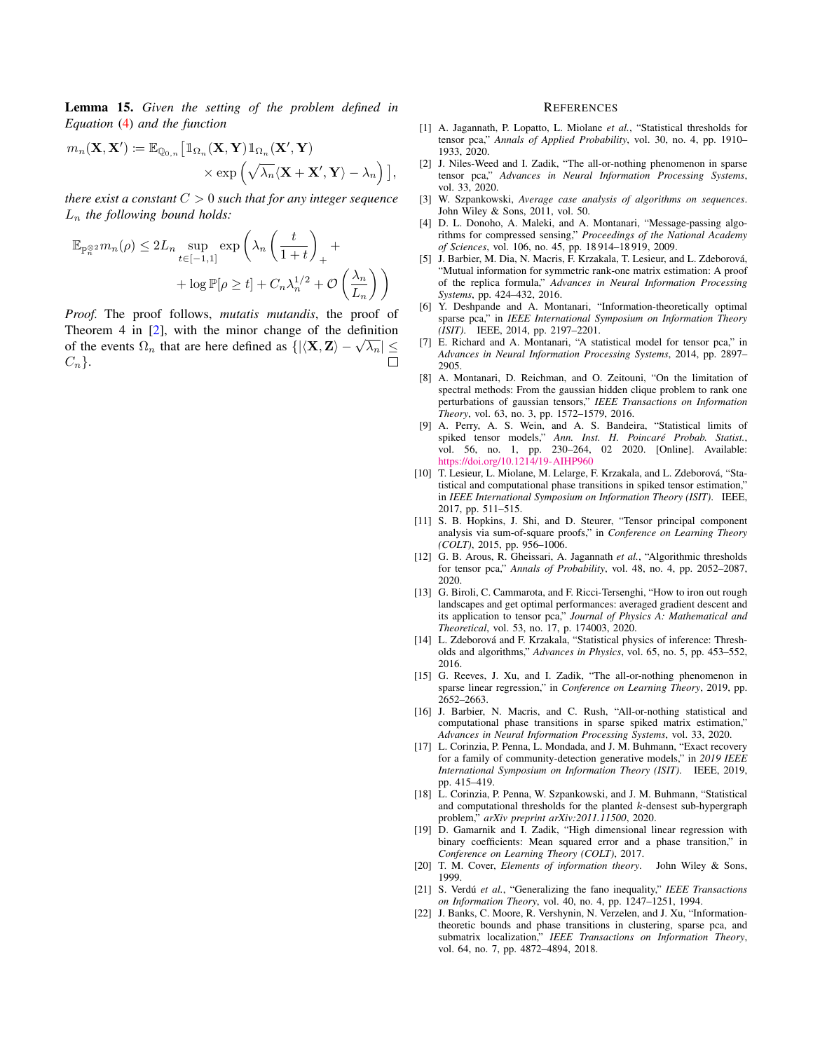**Lemma 15.** *Given the setting of the problem defined in Equation (4) and the function*

$$m_n(\mathbf{X}, \mathbf{X}') := \mathbb{E}_{\mathbb{Q}_{0,n}}\big[\mathbb{1}_{\Omega_n}(\mathbf{X}, \mathbf{Y})\mathbb{1}_{\Omega_n}(\mathbf{X}', \mathbf{Y}) \times \exp\left(\sqrt{\lambda_n}\langle \mathbf{X} + \mathbf{X}', \mathbf{Y}\rangle - \lambda_n\right)\big],$$

*there exist a constant $C > 0$ such that for any integer sequence $L_n$ the following bound holds:*

$$\mathbb{E}_{\mathbb{P}_n^{\otimes 2}} m_n(\rho) \leq 2L_n \sup_{t \in [-1,1]} \exp\left(\lambda_n \left(\frac{t}{1+t}\right)_+ + \log \mathbb{P}[\rho \geq t] + C_n \lambda_n^{1/2} + \mathcal{O}\left(\frac{\lambda_n}{L_n}\right)\right)$$

*Proof.* The proof follows, *mutatis mutandis*, the proof of Theorem 4 in [2], with the minor change of the definition of the events $\Omega_n$ that are here defined as $\{|\langle \mathbf{X}, \mathbf{Z}\rangle - \sqrt{\lambda_n}| \leq C_n\}$. □

# References

[1] A. Jagannath, P. Lopatto, L. Miolane *et al.*, "Statistical thresholds for tensor pca," *Annals of Applied Probability*, vol. 30, no. 4, pp. 1910–1933, 2020.

[2] J. Niles-Weed and I. Zadik, "The all-or-nothing phenomenon in sparse tensor pca," *Advances in Neural Information Processing Systems*, vol. 33, 2020.

[3] W. Szpankowski, *Average case analysis of algorithms on sequences*. John Wiley & Sons, 2011, vol. 50.

[4] D. L. Donoho, A. Maleki, and A. Montanari, "Message-passing algorithms for compressed sensing," *Proceedings of the National Academy of Sciences*, vol. 106, no. 45, pp. 18 914–18 919, 2009.

[5] J. Barbier, M. Dia, N. Macris, F. Krzakala, T. Lesieur, and L. Zdeborová, "Mutual information for symmetric rank-one matrix estimation: A proof of the replica formula," *Advances in Neural Information Processing Systems*, pp. 424–432, 2016.

[6] Y. Deshpande and A. Montanari, "Information-theoretically optimal sparse pca," in *IEEE International Symposium on Information Theory (ISIT)*. IEEE, 2014, pp. 2197–2201.

[7] E. Richard and A. Montanari, "A statistical model for tensor pca," in *Advances in Neural Information Processing Systems*, 2014, pp. 2897–2905.

[8] A. Montanari, D. Reichman, and O. Zeitouni, "On the limitation of spectral methods: From the gaussian hidden clique problem to rank one perturbations of gaussian tensors," *IEEE Transactions on Information Theory*, vol. 63, no. 3, pp. 1572–1579, 2016.

[9] A. Perry, A. S. Wein, and A. S. Bandeira, "Statistical limits of spiked tensor models," *Ann. Inst. H. Poincaré Probab. Statist.*, vol. 56, no. 1, pp. 230–264, 02 2020. [Online]. Available: https://doi.org/10.1214/19-AIHP960

[10] T. Lesieur, L. Miolane, M. Lelarge, F. Krzakala, and L. Zdeborová, "Statistical and computational phase transitions in spiked tensor estimation," in *IEEE International Symposium on Information Theory (ISIT)*. IEEE, 2017, pp. 511–515.

[11] S. B. Hopkins, J. Shi, and D. Steurer, "Tensor principal component analysis via sum-of-square proofs," in *Conference on Learning Theory (COLT)*, 2015, pp. 956–1006.

[12] G. B. Arous, R. Gheissari, A. Jagannath *et al.*, "Algorithmic thresholds for tensor pca," *Annals of Probability*, vol. 48, no. 4, pp. 2052–2087, 2020.

[13] G. Biroli, C. Cammarota, and F. Ricci-Tersenghi, "How to iron out rough landscapes and get optimal performances: averaged gradient descent and its application to tensor pca," *Journal of Physics A: Mathematical and Theoretical*, vol. 53, no. 17, p. 174003, 2020.

[14] L. Zdeborová and F. Krzakala, "Statistical physics of inference: Thresholds and algorithms," *Advances in Physics*, vol. 65, no. 5, pp. 453–552, 2016.

[15] G. Reeves, J. Xu, and I. Zadik, "The all-or-nothing phenomenon in sparse linear regression," in *Conference on Learning Theory*, 2019, pp. 2652–2663.

[16] J. Barbier, N. Macris, and C. Rush, "All-or-nothing statistical and computational phase transitions in sparse spiked matrix estimation," *Advances in Neural Information Processing Systems*, vol. 33, 2020.

[17] L. Corinzia, P. Penna, L. Mondada, and J. M. Buhmann, "Exact recovery for a family of community-detection generative models," in *2019 IEEE International Symposium on Information Theory (ISIT)*. IEEE, 2019, pp. 415–419.

[18] L. Corinzia, P. Penna, W. Szpankowski, and J. M. Buhmann, "Statistical and computational thresholds for the planted $k$-densest sub-hypergraph problem," *arXiv preprint arXiv:2011.11500*, 2020.

[19] D. Gamarnik and I. Zadik, "High dimensional linear regression with binary coefficients: Mean squared error and a phase transition," in *Conference on Learning Theory (COLT)*, 2017.

[20] T. M. Cover, *Elements of information theory*. John Wiley & Sons, 1999.

[21] S. Verdú *et al.*, "Generalizing the fano inequality," *IEEE Transactions on Information Theory*, vol. 40, no. 4, pp. 1247–1251, 1994.

[22] J. Banks, C. Moore, R. Vershynin, N. Verzelen, and J. Xu, "Information-theoretic bounds and phase transitions in clustering, sparse pca, and submatrix localization," *IEEE Transactions on Information Theory*, vol. 64, no. 7, pp. 4872–4894, 2018.